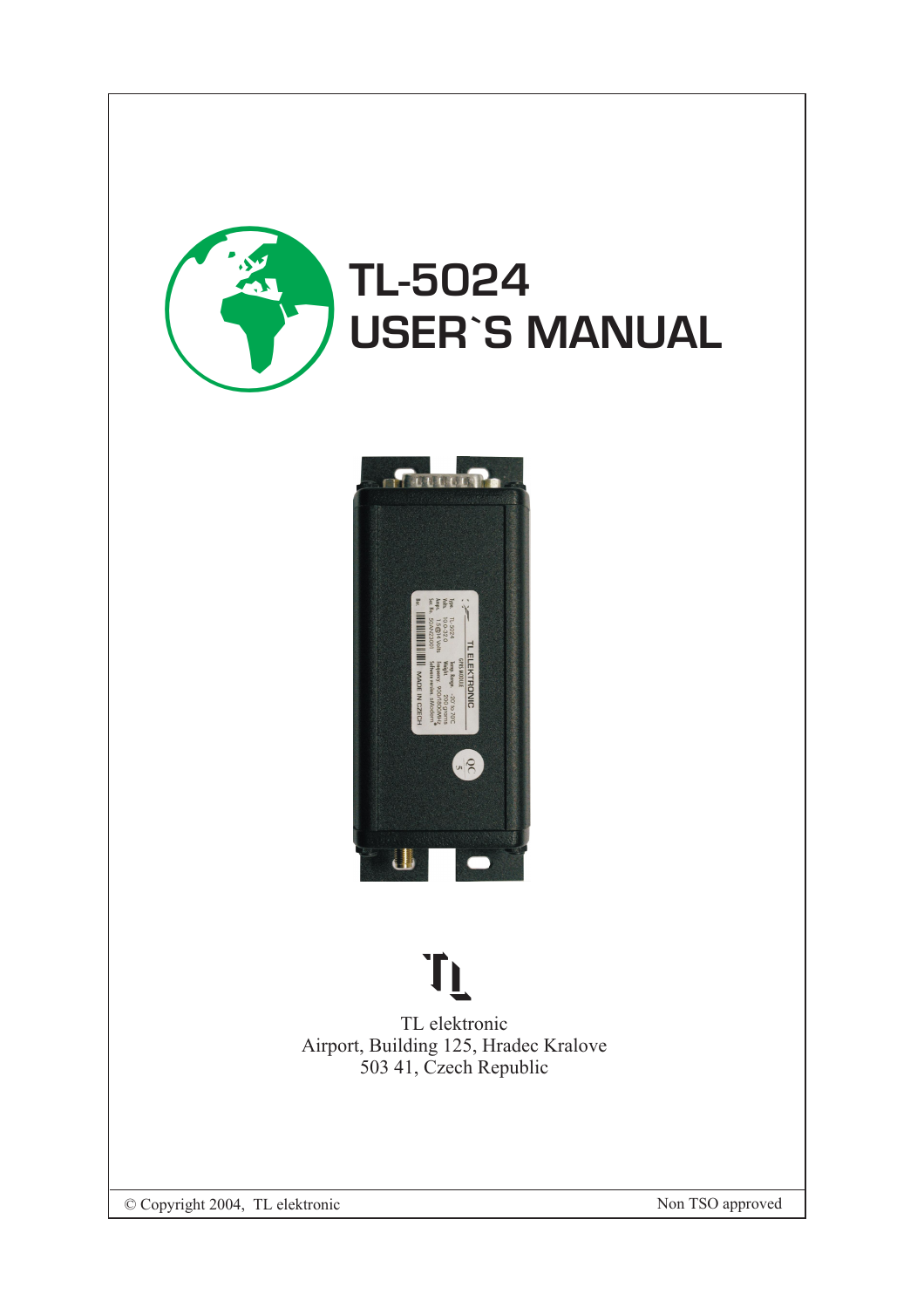# TL-5024
# USER`S MANUAL

TL elektronic
Airport, Building 125, Hradec Kralove
503 41, Czech Republic

© Copyright 2004, TL elektronic

Non TSO approved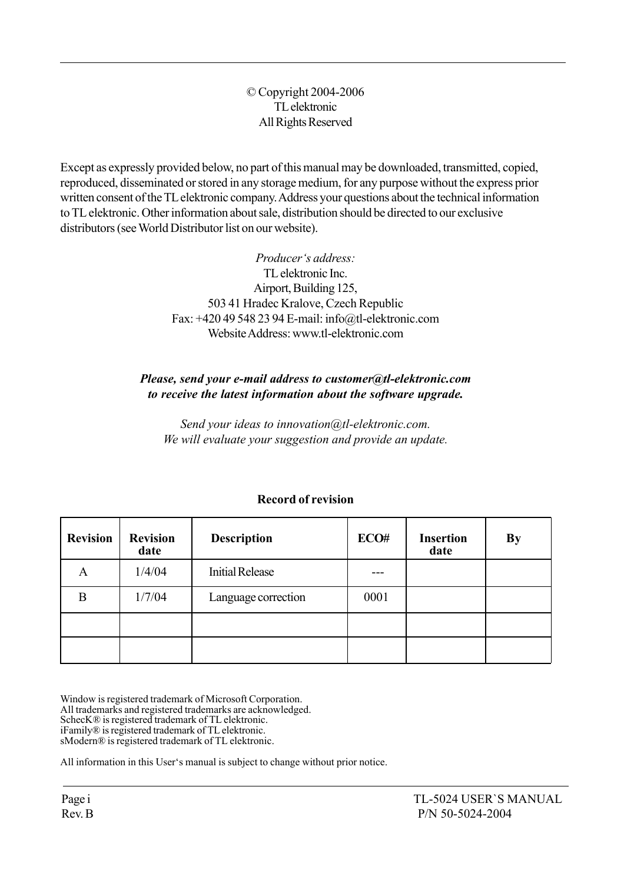© Copyright 2004-2006
TL elektronic
All Rights Reserved

Except as expressly provided below, no part of this manual may be downloaded, transmitted, copied, reproduced, disseminated or stored in any storage medium, for any purpose without the express prior written consent of the TL elektronic company. Address your questions about the technical information to TL elektronic. Other information about sale, distribution should be directed to our exclusive distributors (see World Distributor list on our website).

*Producer's address:*
TL elektronic Inc.
Airport, Building 125,
503 41 Hradec Kralove, Czech Republic
Fax: +420 49 548 23 94 E-mail: info@tl-elektronic.com
Website Address: www.tl-elektronic.com

***Please, send your e-mail address to customer@tl-elektronic.com to receive the latest information about the software upgrade.***

*Send your ideas to innovation@tl-elektronic.com. We will evaluate your suggestion and provide an update.*

**Record of revision**

| Revision | Revision date | Description | ECO# | Insertion date | By |
|---|---|---|---|---|---|
| A | 1/4/04 | Initial Release | --- | | |
| B | 1/7/04 | Language correction | 0001 | | |
| | | | | | |
| | | | | | |

Window is registered trademark of Microsoft Corporation.
All trademarks and registered trademarks are acknowledged.
ScheclK® is registered trademark of TL elektronic.
iFamily® is registered trademark of TL elektronic.
sModern® is registered trademark of TL elektronic.

All information in this User's manual is subject to change without prior notice.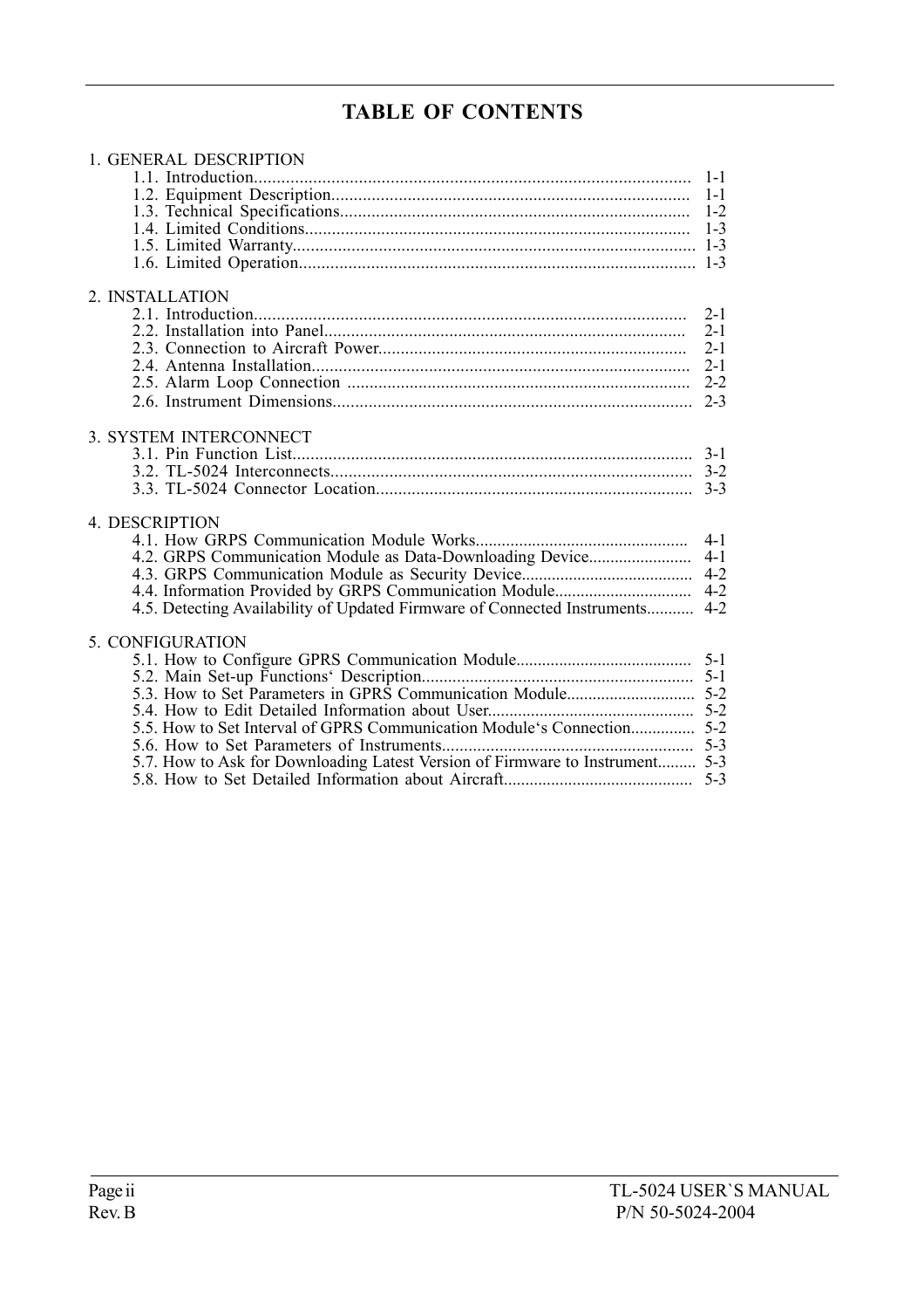# TABLE OF CONTENTS

1. GENERAL DESCRIPTION
   - 1.1. Introduction........................................................................................ 1-1
   - 1.2. Equipment Description........................................................................ 1-1
   - 1.3. Technical Specifications...................................................................... 1-2
   - 1.4. Limited Conditions............................................................................. 1-3
   - 1.5. Limited Warranty................................................................................ 1-3
   - 1.6. Limited Operation............................................................................... 1-3

2. INSTALLATION
   - 2.1. Introduction........................................................................................ 2-1
   - 2.2. Installation into Panel......................................................................... 2-1
   - 2.3. Connection to Aircraft Power.............................................................. 2-1
   - 2.4. Antenna Installation............................................................................ 2-1
   - 2.5. Alarm Loop Connection ..................................................................... 2-2
   - 2.6. Instrument Dimensions........................................................................ 2-3

3. SYSTEM INTERCONNECT
   - 3.1. Pin Function List................................................................................. 3-1
   - 3.2. TL-5024 Interconnects......................................................................... 3-2
   - 3.3. TL-5024 Connector Location............................................................... 3-3

4. DESCRIPTION
   - 4.1. How GRPS Communication Module Works........................................... 4-1
   - 4.2. GRPS Communication Module as Data-Downloading Device................. 4-1
   - 4.3. GRPS Communication Module as Security Device.................................. 4-2
   - 4.4. Information Provided by GRPS Communication Module.......................... 4-2
   - 4.5. Detecting Availability of Updated Firmware of Connected Instruments........... 4-2

5. CONFIGURATION
   - 5.1. How to Configure GPRS Communication Module................................... 5-1
   - 5.2. Main Set-up Functions' Description........................................................ 5-1
   - 5.3. How to Set Parameters in GPRS Communication Module........................ 5-2
   - 5.4. How to Edit Detailed Information about User.......................................... 5-2
   - 5.5. How to Set Interval of GPRS Communication Module's Connection.............. 5-2
   - 5.6. How to Set Parameters of Instruments.................................................... 5-3
   - 5.7. How to Ask for Downloading Latest Version of Firmware to Instrument......... 5-3
   - 5.8. How to Set Detailed Information about Aircraft...................................... 5-3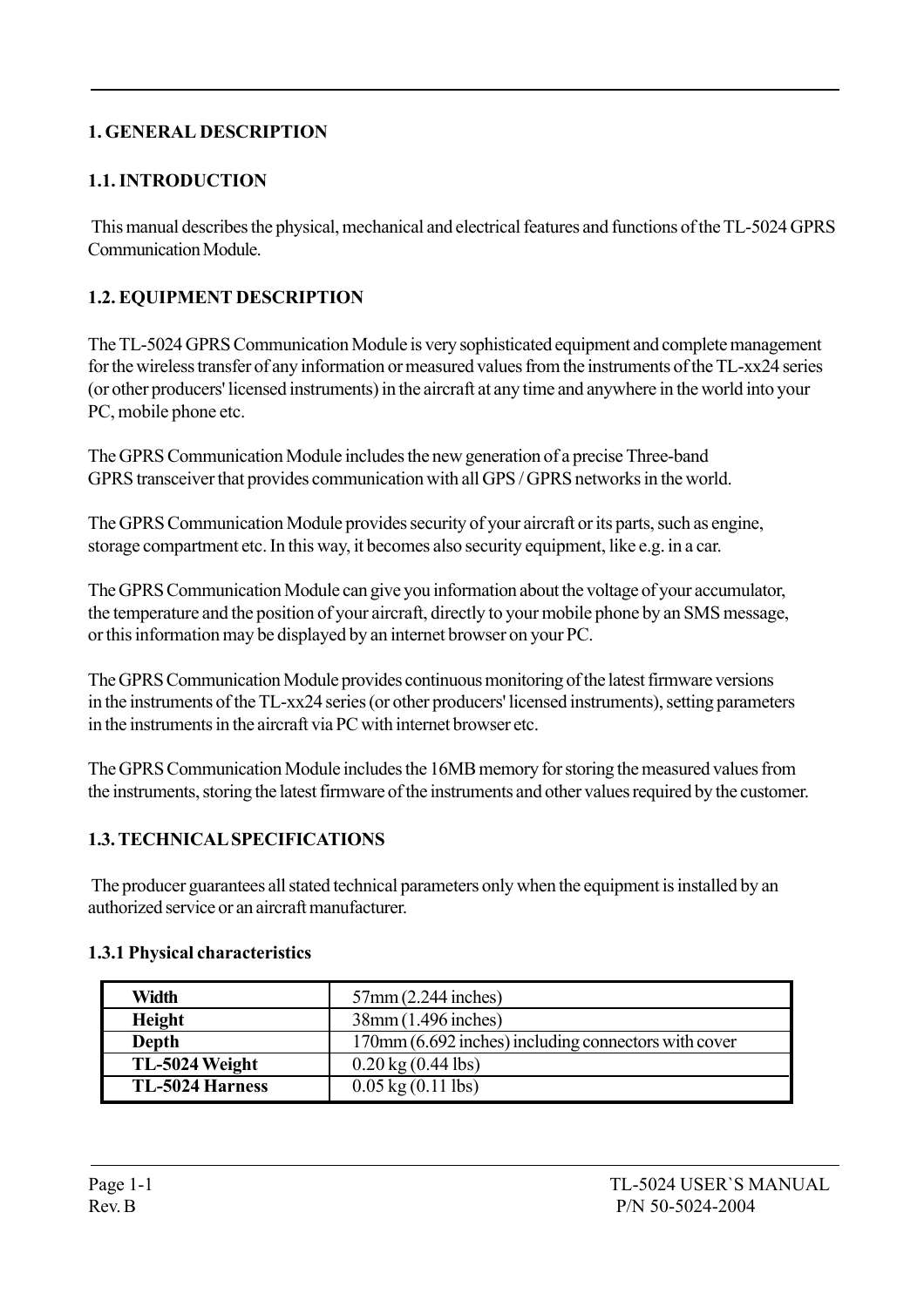# 1. GENERAL DESCRIPTION

## 1.1. INTRODUCTION

This manual describes the physical, mechanical and electrical features and functions of the TL-5024 GPRS Communication Module.

## 1.2. EQUIPMENT DESCRIPTION

The TL-5024 GPRS Communication Module is very sophisticated equipment and complete management for the wireless transfer of any information or measured values from the instruments of the TL-xx24 series (or other producers' licensed instruments) in the aircraft at any time and anywhere in the world into your PC, mobile phone etc.

The GPRS Communication Module includes the new generation of a precise Three-band GPRS transceiver that provides communication with all GPS / GPRS networks in the world.

The GPRS Communication Module provides security of your aircraft or its parts, such as engine, storage compartment etc. In this way, it becomes also security equipment, like e.g. in a car.

The GPRS Communication Module can give you information about the voltage of your accumulator, the temperature and the position of your aircraft, directly to your mobile phone by an SMS message, or this information may be displayed by an internet browser on your PC.

The GPRS Communication Module provides continuous monitoring of the latest firmware versions in the instruments of the TL-xx24 series (or other producers' licensed instruments), setting parameters in the instruments in the aircraft via PC with internet browser etc.

The GPRS Communication Module includes the 16MB memory for storing the measured values from the instruments, storing the latest firmware of the instruments and other values required by the customer.

## 1.3. TECHNICAL SPECIFICATIONS

The producer guarantees all stated technical parameters only when the equipment is installed by an authorized service or an aircraft manufacturer.

### 1.3.1 Physical characteristics

| | |
|---|---|
| **Width** | 57mm (2.244 inches) |
| **Height** | 38mm (1.496 inches) |
| **Depth** | 170mm (6.692 inches) including connectors with cover |
| **TL-5024 Weight** | 0.20 kg (0.44 lbs) |
| **TL-5024 Harness** | 0.05 kg (0.11 lbs) |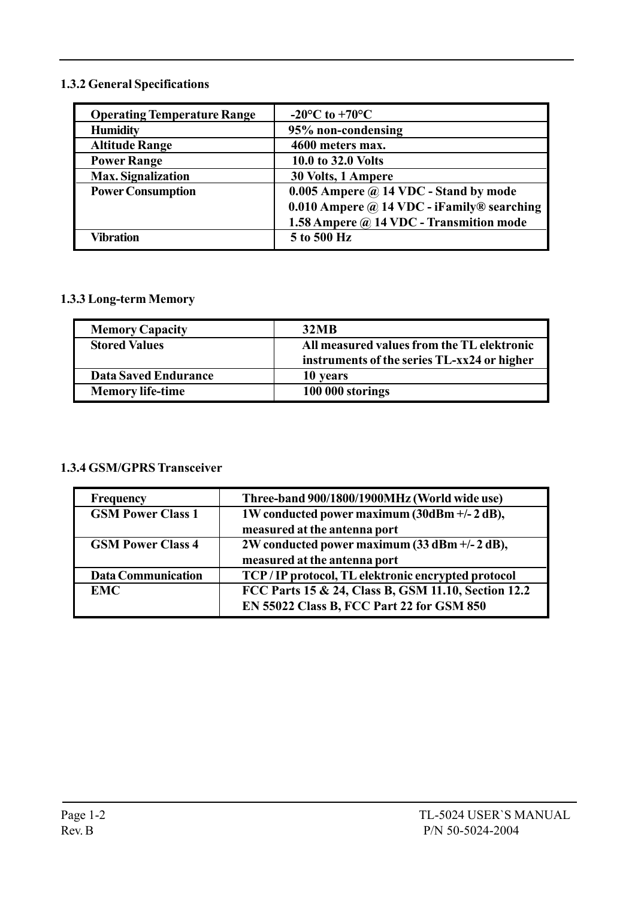### 1.3.2 General Specifications

| | |
|---|---|
| **Operating Temperature Range** | **-20°C to +70°C** |
| **Humidity** | **95% non-condensing** |
| **Altitude Range** | **4600 meters max.** |
| **Power Range** | **10.0 to 32.0 Volts** |
| **Max. Signalization** | **30 Volts, 1 Ampere** |
| **Power Consumption** | **0.005 Ampere @ 14 VDC - Stand by mode**<br>**0.010 Ampere @ 14 VDC - iFamily® searching**<br>**1.58 Ampere @ 14 VDC - Transmition mode** |
| **Vibration** | **5 to 500 Hz** |

### 1.3.3 Long-term Memory

| | |
|---|---|
| **Memory Capacity** | **32MB** |
| **Stored Values** | **All measured values from the TL elektronic instruments of the series TL-xx24 or higher** |
| **Data Saved Endurance** | **10 years** |
| **Memory life-time** | **100 000 storings** |

### 1.3.4 GSM/GPRS Transceiver

| | |
|---|---|
| **Frequency** | **Three-band 900/1800/1900MHz (World wide use)** |
| **GSM Power Class 1** | **1W conducted power maximum (30dBm +/- 2 dB), measured at the antenna port** |
| **GSM Power Class 4** | **2W conducted power maximum (33 dBm +/- 2 dB), measured at the antenna port** |
| **Data Communication** | **TCP / IP protocol, TL elektronic encrypted protocol** |
| **EMC** | **FCC Parts 15 & 24, Class B, GSM 11.10, Section 12.2**<br>**EN 55022 Class B, FCC Part 22 for GSM 850** |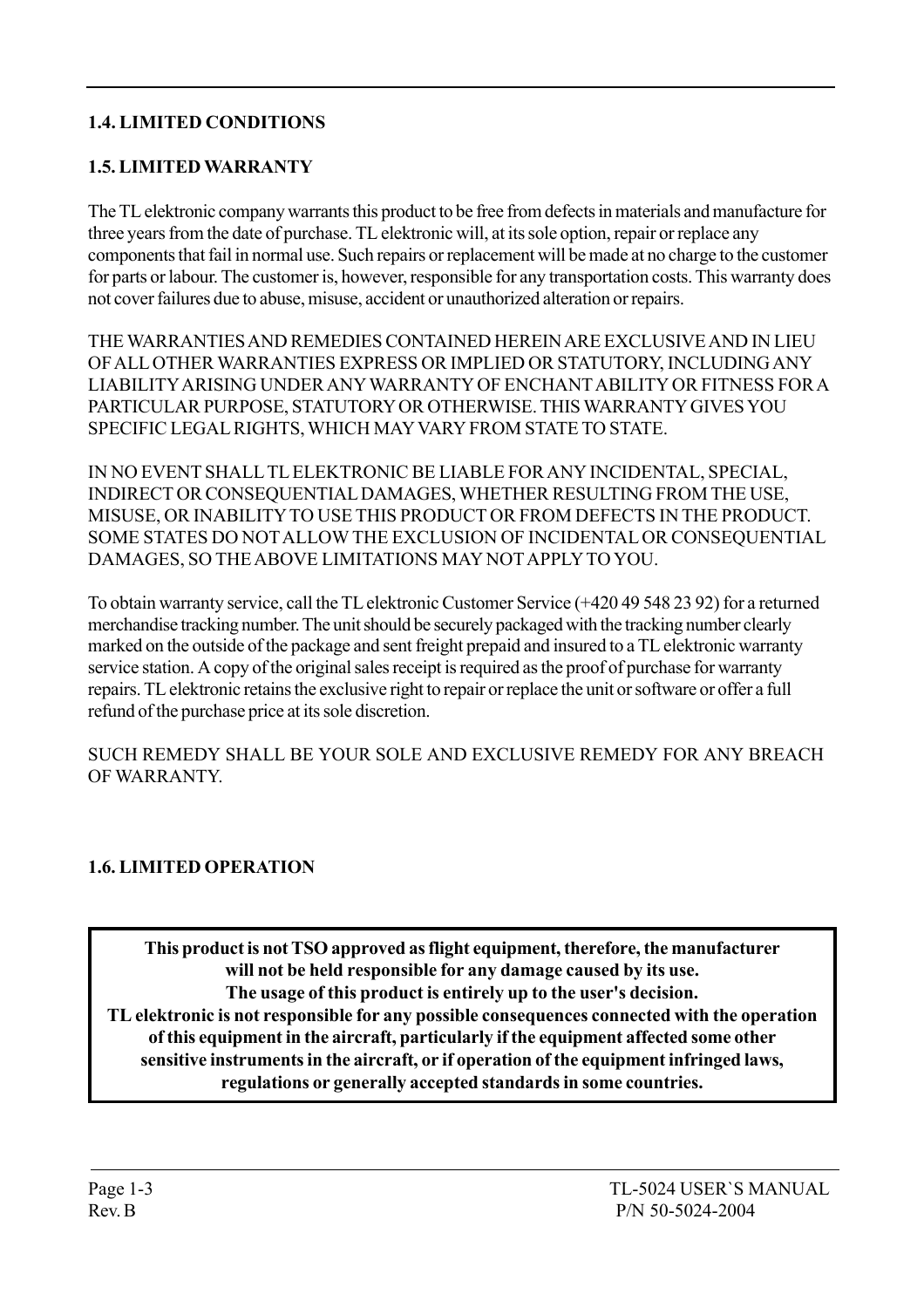## 1.4. LIMITED CONDITIONS

## 1.5. LIMITED WARRANTY

The TL elektronic company warrants this product to be free from defects in materials and manufacture for three years from the date of purchase. TL elektronic will, at its sole option, repair or replace any components that fail in normal use. Such repairs or replacement will be made at no charge to the customer for parts or labour. The customer is, however, responsible for any transportation costs. This warranty does not cover failures due to abuse, misuse, accident or unauthorized alteration or repairs.

THE WARRANTIES AND REMEDIES CONTAINED HEREIN ARE EXCLUSIVE AND IN LIEU OF ALL OTHER WARRANTIES EXPRESS OR IMPLIED OR STATUTORY, INCLUDING ANY LIABILITY ARISING UNDER ANY WARRANTY OF ENCHANT ABILITY OR FITNESS FOR A PARTICULAR PURPOSE, STATUTORY OR OTHERWISE. THIS WARRANTY GIVES YOU SPECIFIC LEGAL RIGHTS, WHICH MAY VARY FROM STATE TO STATE.

IN NO EVENT SHALL TL ELEKTRONIC BE LIABLE FOR ANY INCIDENTAL, SPECIAL, INDIRECT OR CONSEQUENTIAL DAMAGES, WHETHER RESULTING FROM THE USE, MISUSE, OR INABILITY TO USE THIS PRODUCT OR FROM DEFECTS IN THE PRODUCT. SOME STATES DO NOT ALLOW THE EXCLUSION OF INCIDENTAL OR CONSEQUENTIAL DAMAGES, SO THE ABOVE LIMITATIONS MAY NOT APPLY TO YOU.

To obtain warranty service, call the TL elektronic Customer Service (+420 49 548 23 92) for a returned merchandise tracking number. The unit should be securely packaged with the tracking number clearly marked on the outside of the package and sent freight prepaid and insured to a TL elektronic warranty service station. A copy of the original sales receipt is required as the proof of purchase for warranty repairs. TL elektronic retains the exclusive right to repair or replace the unit or software or offer a full refund of the purchase price at its sole discretion.

SUCH REMEDY SHALL BE YOUR SOLE AND EXCLUSIVE REMEDY FOR ANY BREACH OF WARRANTY.

## 1.6. LIMITED OPERATION

**This product is not TSO approved as flight equipment, therefore, the manufacturer will not be held responsible for any damage caused by its use. The usage of this product is entirely up to the user's decision. TL elektronic is not responsible for any possible consequences connected with the operation of this equipment in the aircraft, particularly if the equipment affected some other sensitive instruments in the aircraft, or if operation of the equipment infringed laws, regulations or generally accepted standards in some countries.**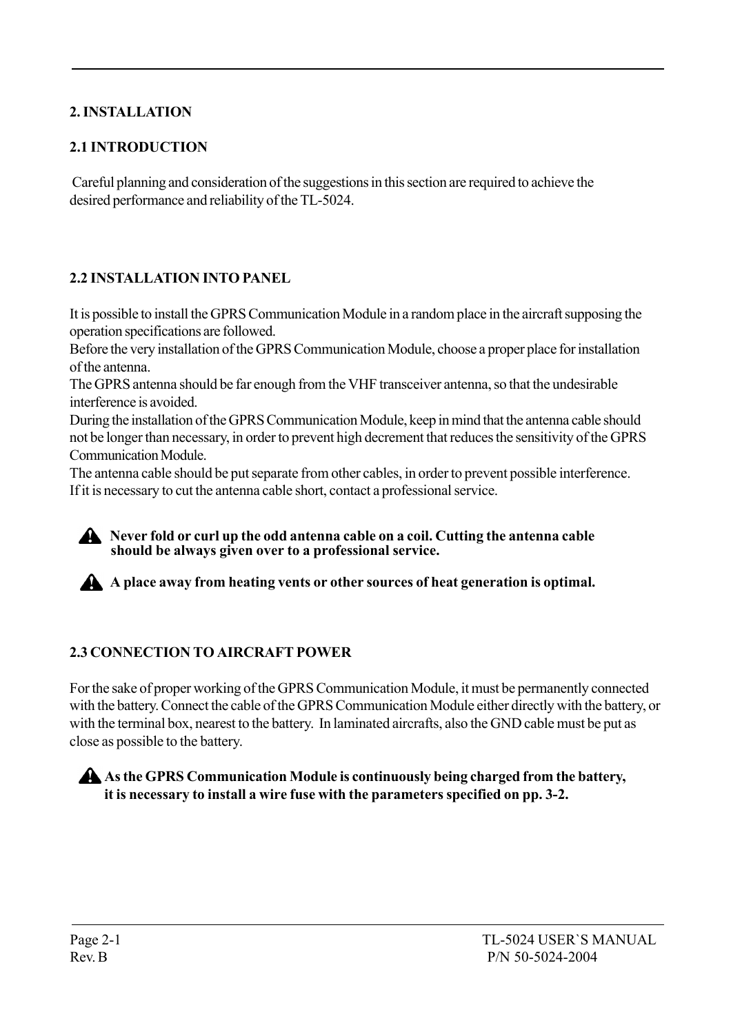## 2. INSTALLATION

### 2.1 INTRODUCTION

Careful planning and consideration of the suggestions in this section are required to achieve the desired performance and reliability of the TL-5024.

### 2.2 INSTALLATION INTO PANEL

It is possible to install the GPRS Communication Module in a random place in the aircraft supposing the operation specifications are followed.
Before the very installation of the GPRS Communication Module, choose a proper place for installation of the antenna.
The GPRS antenna should be far enough from the VHF transceiver antenna, so that the undesirable interference is avoided.
During the installation of the GPRS Communication Module, keep in mind that the antenna cable should not be longer than necessary, in order to prevent high decrement that reduces the sensitivity of the GPRS Communication Module.
The antenna cable should be put separate from other cables, in order to prevent possible interference.
If it is necessary to cut the antenna cable short, contact a professional service.

⚠ **Never fold or curl up the odd antenna cable on a coil. Cutting the antenna cable should be always given over to a professional service.**

⚠ **A place away from heating vents or other sources of heat generation is optimal.**

### 2.3 CONNECTION TO AIRCRAFT POWER

For the sake of proper working of the GPRS Communication Module, it must be permanently connected with the battery. Connect the cable of the GPRS Communication Module either directly with the battery, or with the terminal box, nearest to the battery. In laminated aircrafts, also the GND cable must be put as close as possible to the battery.

⚠ **As the GPRS Communication Module is continuously being charged from the battery, it is necessary to install a wire fuse with the parameters specified on pp. 3-2.**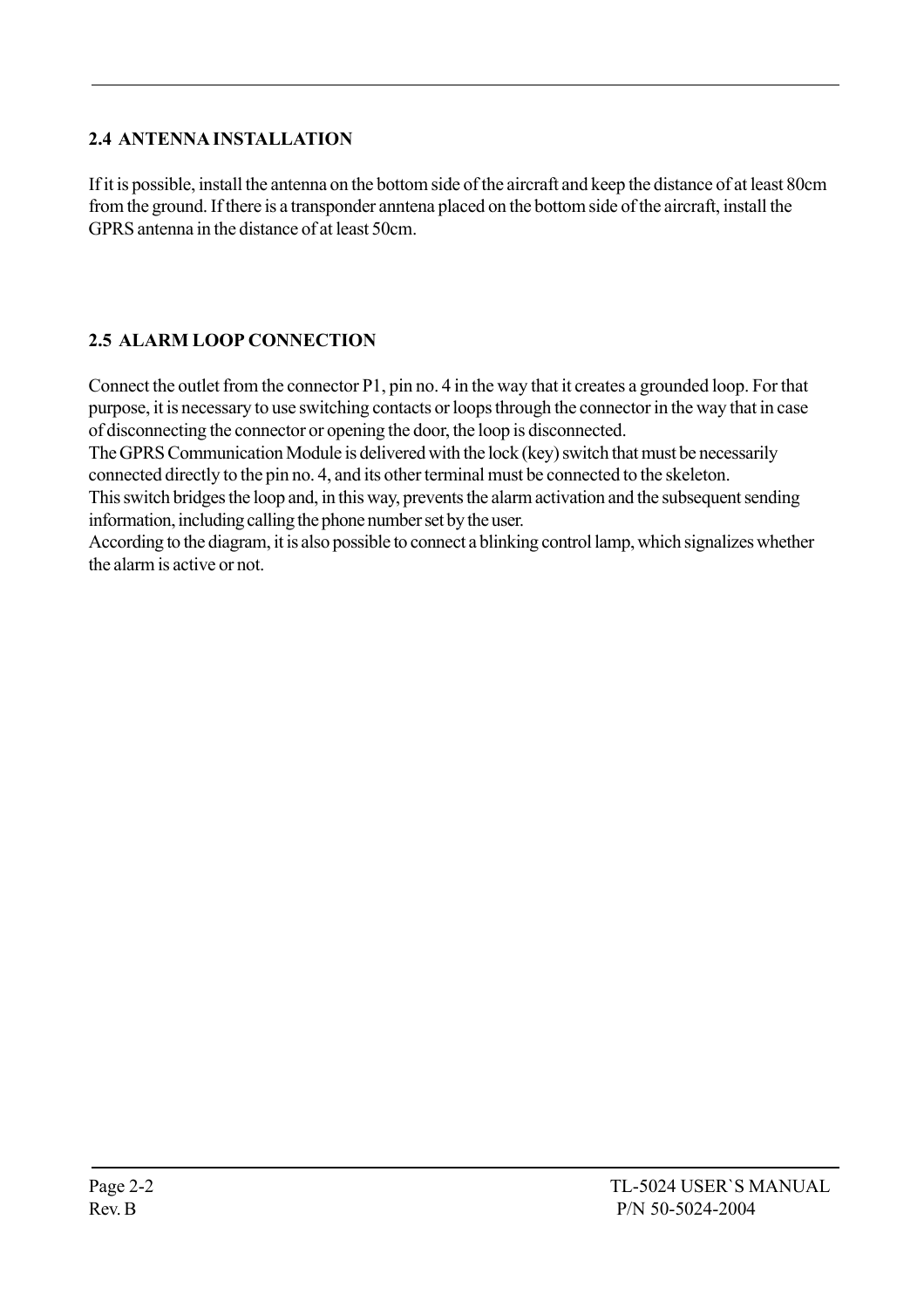## 2.4 ANTENNA INSTALLATION

If it is possible, install the antenna on the bottom side of the aircraft and keep the distance of at least 80cm from the ground. If there is a transponder anntena placed on the bottom side of the aircraft, install the GPRS antenna in the distance of at least 50cm.

## 2.5 ALARM LOOP CONNECTION

Connect the outlet from the connector P1, pin no. 4 in the way that it creates a grounded loop. For that purpose, it is necessary to use switching contacts or loops through the connector in the way that in case of disconnecting the connector or opening the door, the loop is disconnected.
The GPRS Communication Module is delivered with the lock (key) switch that must be necessarily connected directly to the pin no. 4, and its other terminal must be connected to the skeleton.
This switch bridges the loop and, in this way, prevents the alarm activation and the subsequent sending information, including calling the phone number set by the user.
According to the diagram, it is also possible to connect a blinking control lamp, which signalizes whether the alarm is active or not.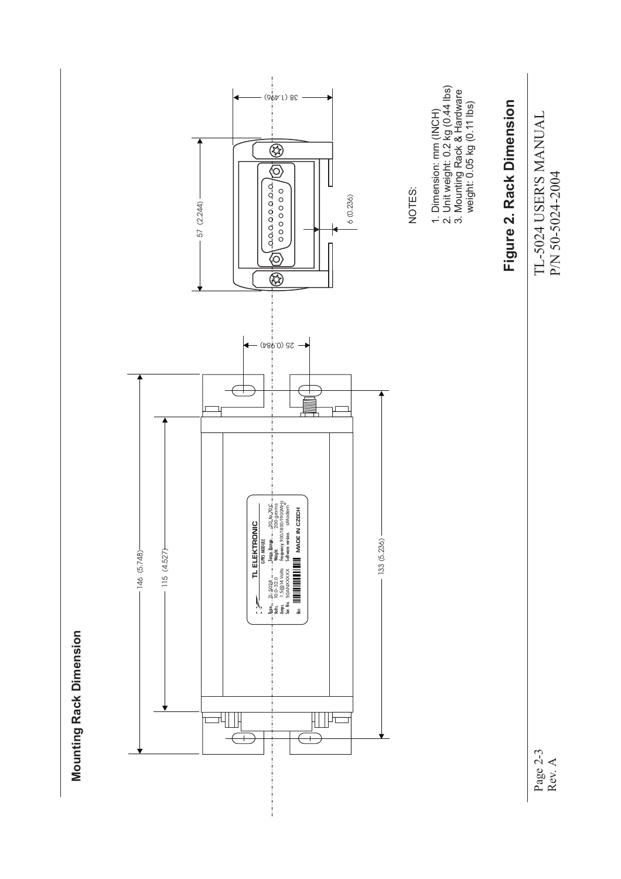## Mounting Rack Dimension

NOTES:

1. Dimension: mm (INCH)
2. Unit weight: 0.2 kg (0.44 lbs)
3. Mounting Rack & Hardware weight: 0.05 kg (0.11 lbs)

**Figure 2. Rack Dimension**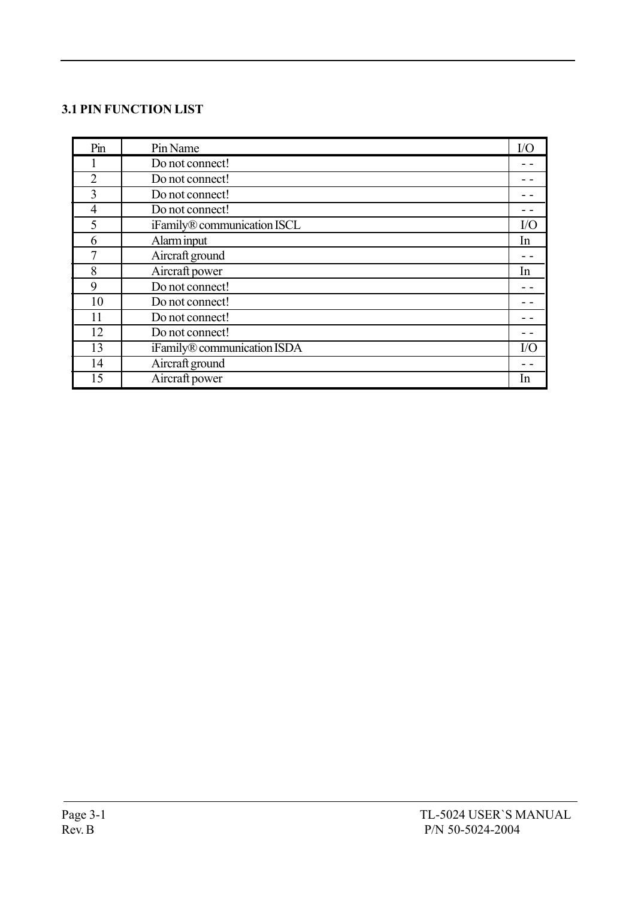### 3.1 PIN FUNCTION LIST

| Pin | Pin Name | I/O |
|---|---|---|
| 1 | Do not connect! | - - |
| 2 | Do not connect! | - - |
| 3 | Do not connect! | - - |
| 4 | Do not connect! | - - |
| 5 | iFamily® communication ISCL | I/O |
| 6 | Alarm input | In |
| 7 | Aircraft ground | - - |
| 8 | Aircraft power | In |
| 9 | Do not connect! | - - |
| 10 | Do not connect! | - - |
| 11 | Do not connect! | - - |
| 12 | Do not connect! | - - |
| 13 | iFamily® communication ISDA | I/O |
| 14 | Aircraft ground | - - |
| 15 | Aircraft power | In |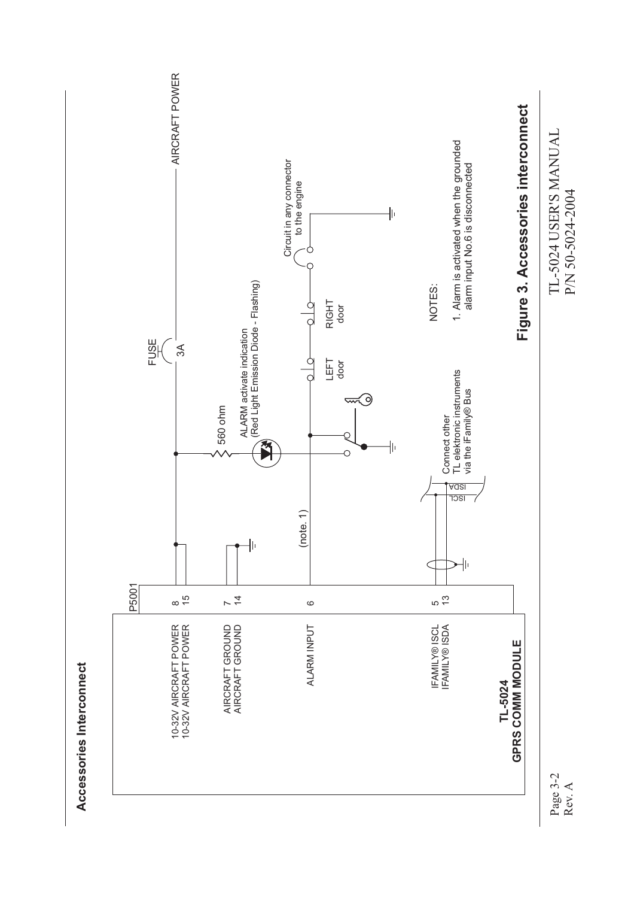## Accessories Interconnect

**TL-5024**
**GPRS COMM MODULE**

P5001

| Pin | Signal |
|---|---|
| 8 | 10-32V AIRCRAFT POWER |
| 15 | 10-32V AIRCRAFT POWER |
| 7 | AIRCRAFT GROUND |
| 14 | AIRCRAFT GROUND |
| 6 | ALARM INPUT |
| 5 | IFAMILY® ISCL |
| 13 | IFAMILY® ISDA |

FUSE 3A

AIRCRAFT POWER

560 ohm

ALARM activate indication (Red Light Emission Diode - Flashing)

(note. 1)

LEFT door

RIGHT door

Circuit in any connector to the engine

ISCL

ISDA

Connect other TL elektronic instruments via the iFamily® Bus

NOTES:

1. Alarm is activated when the grounded alarm input No.6 is disconnected

**Figure 3. Accessories interconnect**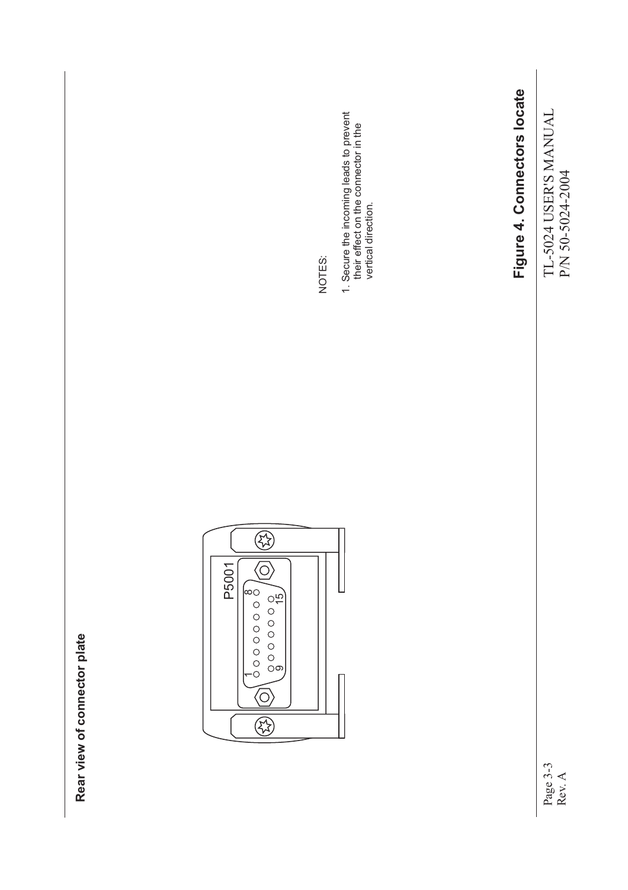**Rear view of connector plate**

P5001

1 8
9 15

NOTES:

1. Secure the incoming leads to prevent their effect on the connector in the vertical direction.

**Figure 4. Connectors locate**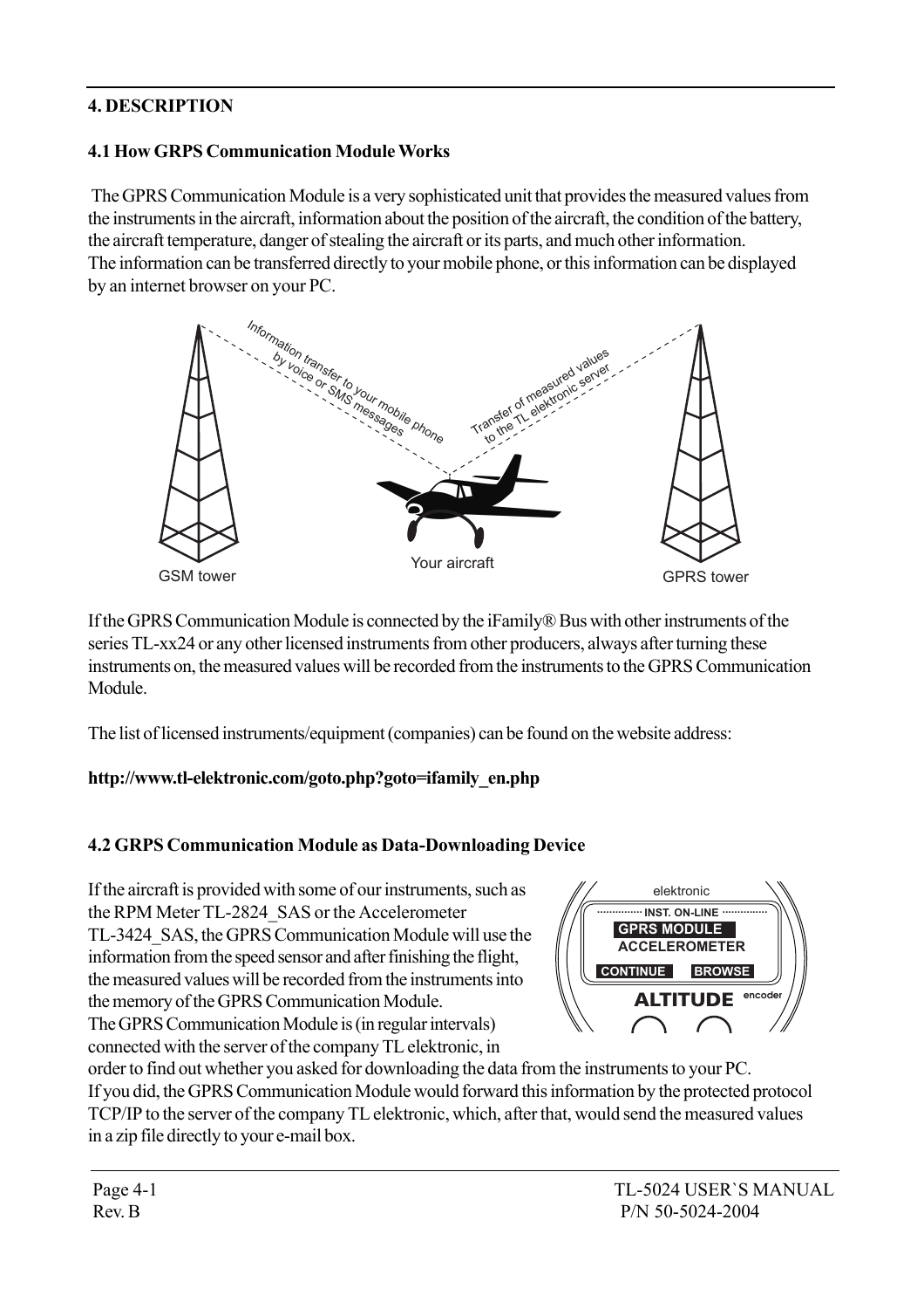## 4. DESCRIPTION

### 4.1 How GRPS Communication Module Works

The GPRS Communication Module is a very sophisticated unit that provides the measured values from the instruments in the aircraft, information about the position of the aircraft, the condition of the battery, the aircraft temperature, danger of stealing the aircraft or its parts, and much other information.
The information can be transferred directly to your mobile phone, or this information can be displayed by an internet browser on your PC.

Information transfer to your mobile phone by voice or SMS messages

Transfer of measured values to the TL elektronic server

GSM tower

Your aircraft

GPRS tower

If the GPRS Communication Module is connected by the iFamily® Bus with other instruments of the series TL-xx24 or any other licensed instruments from other producers, always after turning these instruments on, the measured values will be recorded from the instruments to the GPRS Communication Module.

The list of licensed instruments/equipment (companies) can be found on the website address:

**http://www.tl-elektronic.com/goto.php?goto=ifamily_en.php**

### 4.2 GRPS Communication Module as Data-Downloading Device

elektronic

INST. ON-LINE

GPRS MODULE

ACCELEROMETER

CONTINUE BROWSE

ALTITUDE encoder

If the aircraft is provided with some of our instruments, such as the RPM Meter TL-2824_SAS or the Accelerometer TL-3424_SAS, the GPRS Communication Module will use the information from the speed sensor and after finishing the flight, the measured values will be recorded from the instruments into the memory of the GPRS Communication Module.
The GPRS Communication Module is (in regular intervals) connected with the server of the company TL elektronic, in order to find out whether you asked for downloading the data from the instruments to your PC.
If you did, the GPRS Communication Module would forward this information by the protected protocol TCP/IP to the server of the company TL elektronic, which, after that, would send the measured values in a zip file directly to your e-mail box.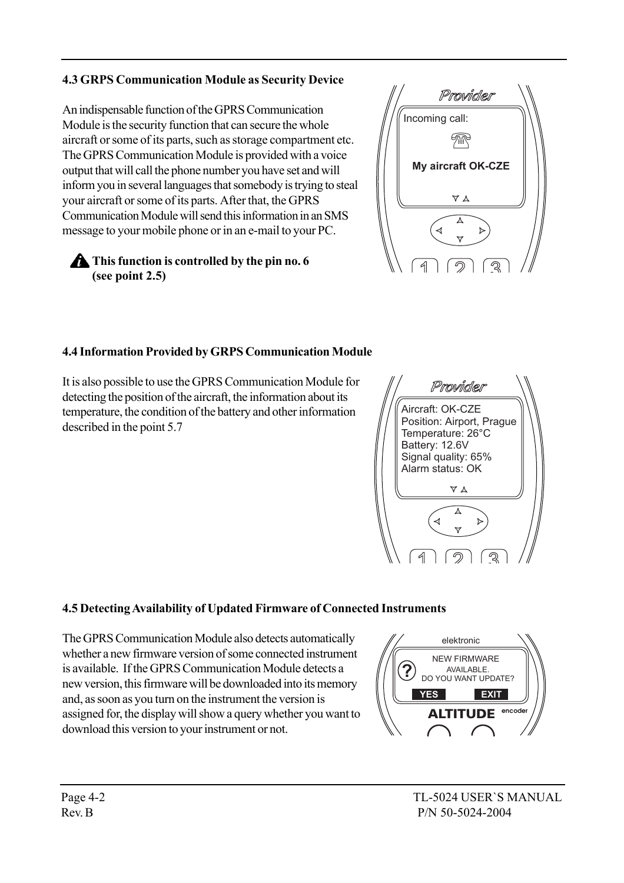### 4.3 GRPS Communication Module as Security Device

An indispensable function of the GPRS Communication Module is the security function that can secure the whole aircraft or some of its parts, such as storage compartment etc. The GPRS Communication Module is provided with a voice output that will call the phone number you have set and will inform you in several languages that somebody is trying to steal your aircraft or some of its parts. After that, the GPRS Communication Module will send this information in an SMS message to your mobile phone or in an e-mail to your PC.

**This function is controlled by the pin no. 6 (see point 2.5)**

### 4.4 Information Provided by GRPS Communication Module

It is also possible to use the GPRS Communication Module for detecting the position of the aircraft, the information about its temperature, the condition of the battery and other information described in the point 5.7

### 4.5 Detecting Availability of Updated Firmware of Connected Instruments

The GPRS Communication Module also detects automatically whether a new firmware version of some connected instrument is available. If the GPRS Communication Module detects a new version, this firmware will be downloaded into its memory and, as soon as you turn on the instrument the version is assigned for, the display will show a query whether you want to download this version to your instrument or not.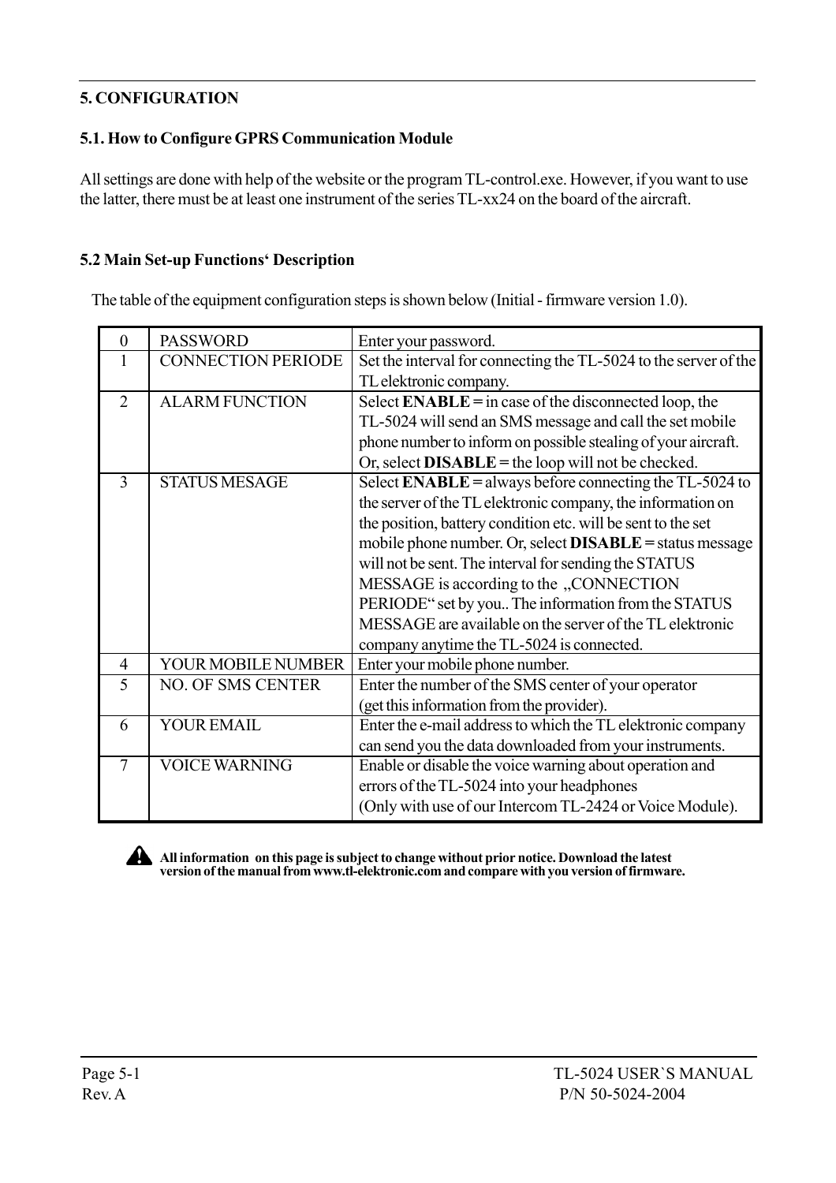## 5. CONFIGURATION

### 5.1. How to Configure GPRS Communication Module

All settings are done with help of the website or the program TL-control.exe. However, if you want to use the latter, there must be at least one instrument of the series TL-xx24 on the board of the aircraft.

### 5.2 Main Set-up Functions‘ Description

The table of the equipment configuration steps is shown below (Initial - firmware version 1.0).

| 0 | PASSWORD | Enter your password. |
|---|---|---|
| 1 | CONNECTION PERIODE | Set the interval for connecting the TL-5024 to the server of the TL elektronic company. |
| 2 | ALARM FUNCTION | Select **ENABLE** = in case of the disconnected loop, the TL-5024 will send an SMS message and call the set mobile phone number to inform on possible stealing of your aircraft. Or, select **DISABLE** = the loop will not be checked. |
| 3 | STATUS MESAGE | Select **ENABLE** = always before connecting the TL-5024 to the server of the TL elektronic company, the information on the position, battery condition etc. will be sent to the set mobile phone number. Or, select **DISABLE** = status message will not be sent. The interval for sending the STATUS MESSAGE is according to the „CONNECTION PERIODE“ set by you.. The information from the STATUS MESSAGE are available on the server of the TL elektronic company anytime the TL-5024 is connected. |
| 4 | YOUR MOBILE NUMBER | Enter your mobile phone number. |
| 5 | NO. OF SMS CENTER | Enter the number of the SMS center of your operator (get this information from the provider). |
| 6 | YOUR EMAIL | Enter the e-mail address to which the TL elektronic company can send you the data downloaded from your instruments. |
| 7 | VOICE WARNING | Enable or disable the voice warning about operation and errors of the TL-5024 into your headphones (Only with use of our Intercom TL-2424 or Voice Module). |

**All information on this page is subject to change without prior notice. Download the latest version of the manual from www.tl-elektronic.com and compare with you version of firmware.**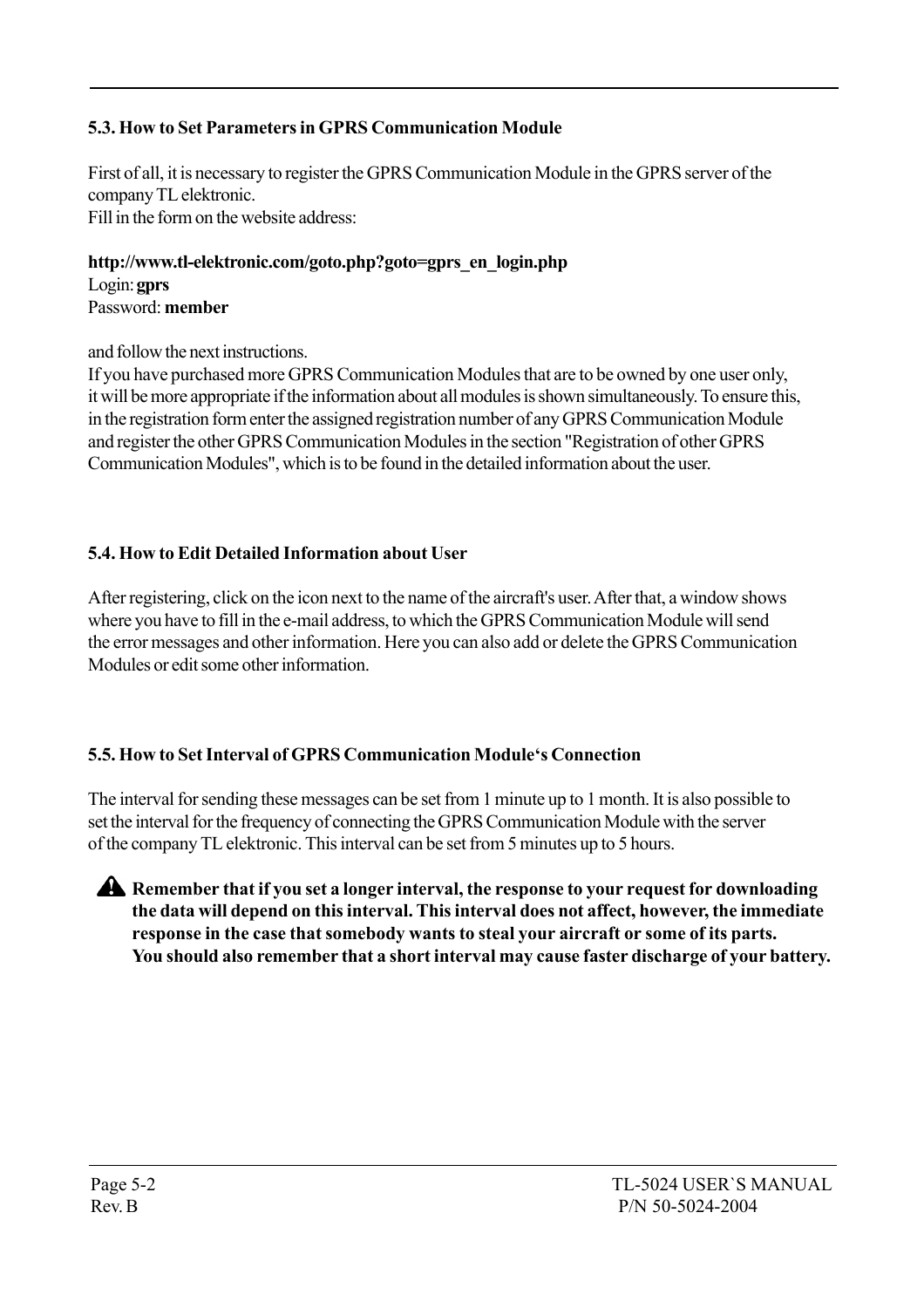## 5.3. How to Set Parameters in GPRS Communication Module

First of all, it is necessary to register the GPRS Communication Module in the GPRS server of the company TL elektronic.
Fill in the form on the website address:

**http://www.tl-elektronic.com/goto.php?goto=gprs_en_login.php**
Login: **gprs**
Password: **member**

and follow the next instructions.
If you have purchased more GPRS Communication Modules that are to be owned by one user only, it will be more appropriate if the information about all modules is shown simultaneously. To ensure this, in the registration form enter the assigned registration number of any GPRS Communication Module and register the other GPRS Communication Modules in the section "Registration of other GPRS Communication Modules", which is to be found in the detailed information about the user.

## 5.4. How to Edit Detailed Information about User

After registering, click on the icon next to the name of the aircraft's user. After that, a window shows where you have to fill in the e-mail address, to which the GPRS Communication Module will send the error messages and other information. Here you can also add or delete the GPRS Communication Modules or edit some other information.

## 5.5. How to Set Interval of GPRS Communication Module‘s Connection

The interval for sending these messages can be set from 1 minute up to 1 month. It is also possible to set the interval for the frequency of connecting the GPRS Communication Module with the server of the company TL elektronic. This interval can be set from 5 minutes up to 5 hours.

⚠ **Remember that if you set a longer interval, the response to your request for downloading the data will depend on this interval. This interval does not affect, however, the immediate response in the case that somebody wants to steal your aircraft or some of its parts. You should also remember that a short interval may cause faster discharge of your battery.**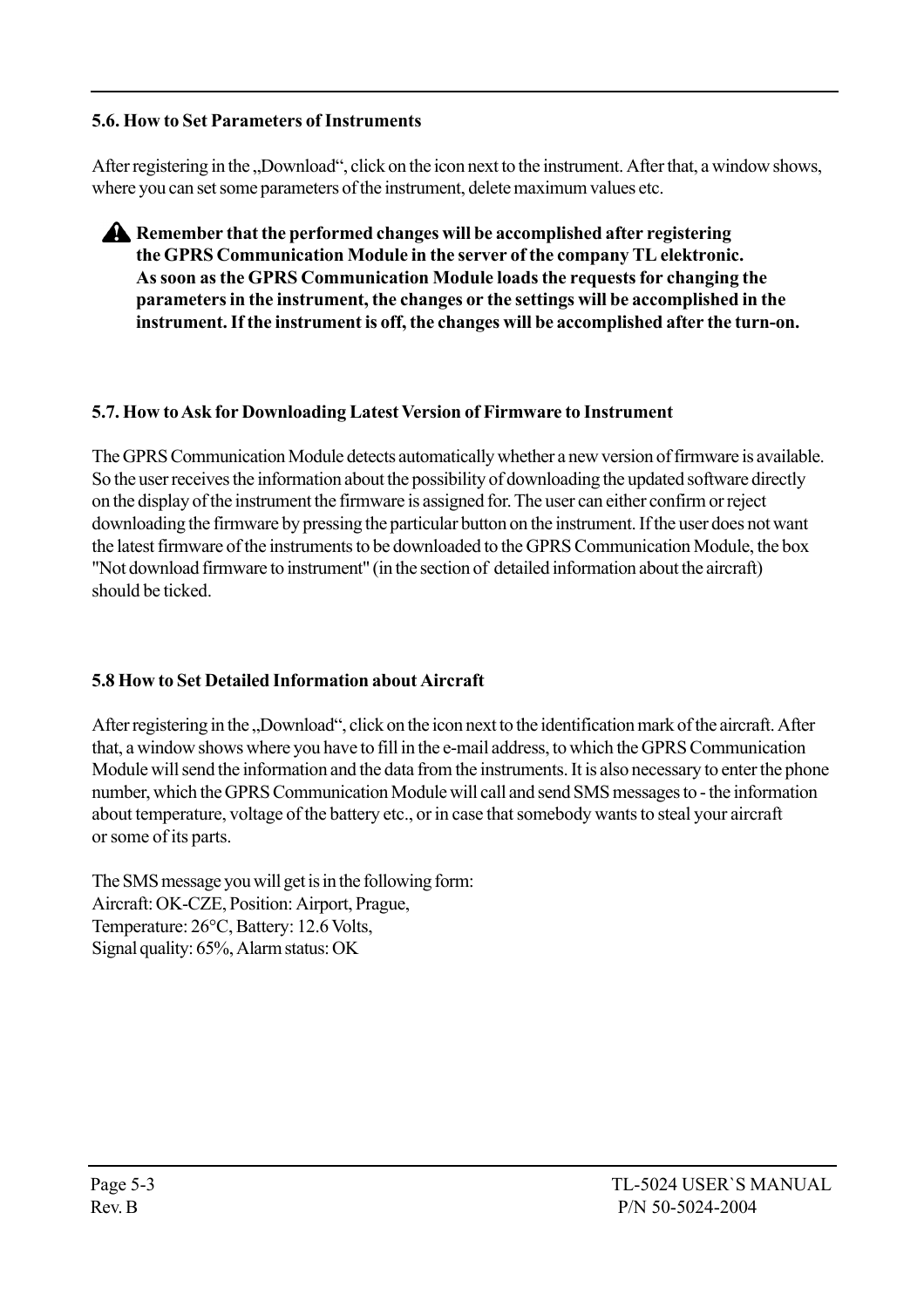## 5.6. How to Set Parameters of Instruments

After registering in the „Download“, click on the icon next to the instrument. After that, a window shows, where you can set some parameters of the instrument, delete maximum values etc.

⚠ **Remember that the performed changes will be accomplished after registering the GPRS Communication Module in the server of the company TL elektronic. As soon as the GPRS Communication Module loads the requests for changing the parameters in the instrument, the changes or the settings will be accomplished in the instrument. If the instrument is off, the changes will be accomplished after the turn-on.**

## 5.7. How to Ask for Downloading Latest Version of Firmware to Instrument

The GPRS Communication Module detects automatically whether a new version of firmware is available. So the user receives the information about the possibility of downloading the updated software directly on the display of the instrument the firmware is assigned for. The user can either confirm or reject downloading the firmware by pressing the particular button on the instrument. If the user does not want the latest firmware of the instruments to be downloaded to the GPRS Communication Module, the box "Not download firmware to instrument" (in the section of detailed information about the aircraft) should be ticked.

## 5.8 How to Set Detailed Information about Aircraft

After registering in the „Download“, click on the icon next to the identification mark of the aircraft. After that, a window shows where you have to fill in the e-mail address, to which the GPRS Communication Module will send the information and the data from the instruments. It is also necessary to enter the phone number, which the GPRS Communication Module will call and send SMS messages to - the information about temperature, voltage of the battery etc., or in case that somebody wants to steal your aircraft or some of its parts.

The SMS message you will get is in the following form:
Aircraft: OK-CZE, Position: Airport, Prague,
Temperature: 26°C, Battery: 12.6 Volts,
Signal quality: 65%, Alarm status: OK